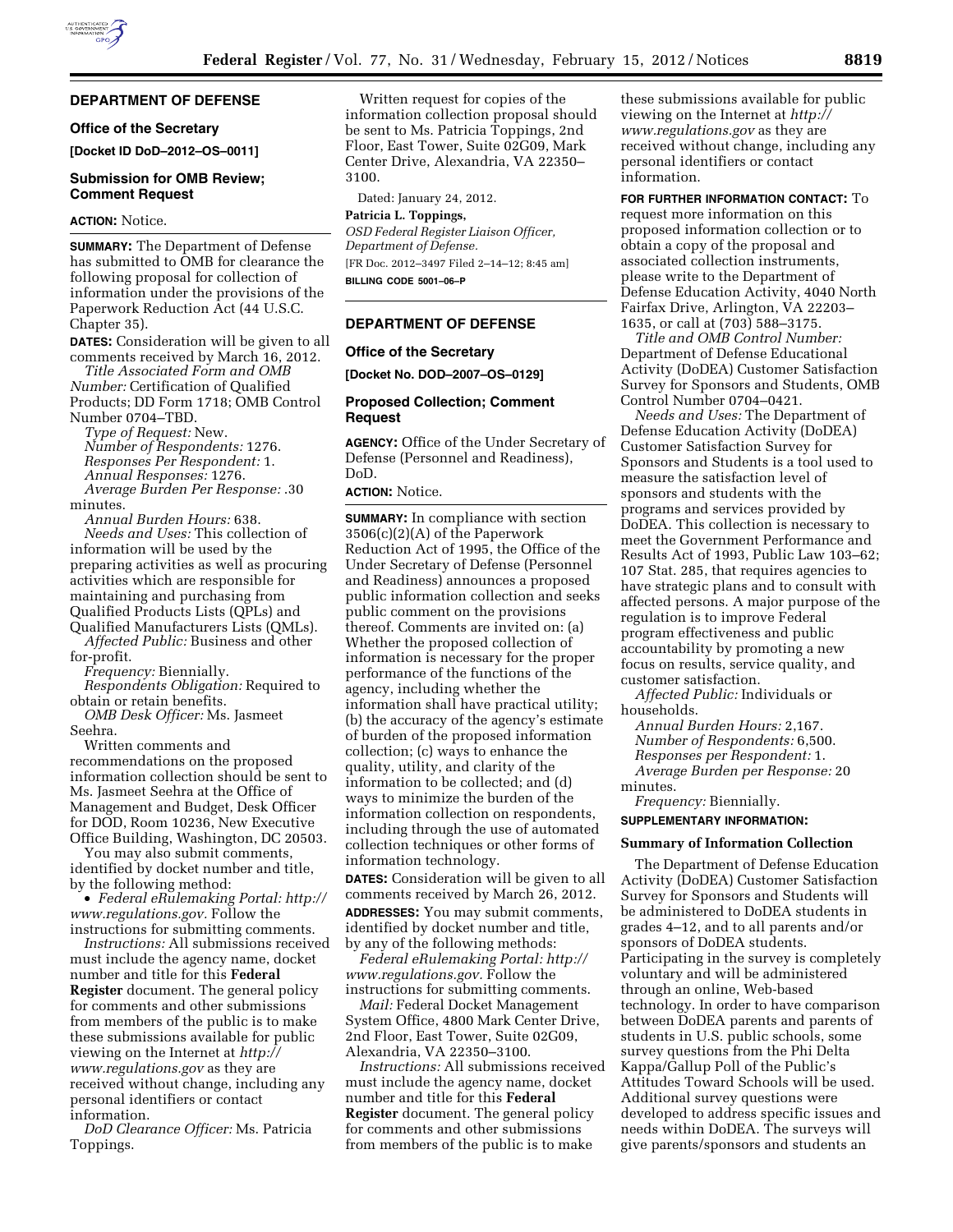## DEPARTMENT OF DEFENSE

### Office of the Secretary

**[Docket ID DoD–2012–OS–0011]**

### Submission for OMB Review; Comment Request

**ACTION:** Notice.

**SUMMARY:** The Department of Defense has submitted to OMB for clearance the following proposal for collection of information under the provisions of the Paperwork Reduction Act (44 U.S.C. Chapter 35).

**DATES:** Consideration will be given to all comments received by March 16, 2012.

*Title Associated Form and OMB Number:* Certification of Qualified Products; DD Form 1718; OMB Control Number 0704–TBD.

*Type of Request:* New.

*Number of Respondents:* 1276.

*Responses Per Respondent:* 1.

*Annual Responses:* 1276.

*Average Burden Per Response:* .30 minutes.

*Annual Burden Hours:* 638.

*Needs and Uses:* This collection of information will be used by the preparing activities as well as procuring activities which are responsible for maintaining and purchasing from Qualified Products Lists (QPLs) and Qualified Manufacturers Lists (QMLs).

*Affected Public:* Business and other for-profit.

*Frequency:* Biennially.

*Respondents Obligation:* Required to obtain or retain benefits.

*OMB Desk Officer:* Ms. Jasmeet Seehra.

Written comments and recommendations on the proposed information collection should be sent to Ms. Jasmeet Seehra at the Office of Management and Budget, Desk Officer for DOD, Room 10236, New Executive Office Building, Washington, DC 20503.

You may also submit comments, identified by docket number and title, by the following method:

- *Federal eRulemaking Portal: http://www.regulations.gov.* Follow the instructions for submitting comments.

*Instructions:* All submissions received must include the agency name, docket number and title for this **Federal Register** document. The general policy for comments and other submissions from members of the public is to make these submissions available for public viewing on the Internet at *http://www.regulations.gov* as they are received without change, including any personal identifiers or contact information.

*DoD Clearance Officer:* Ms. Patricia Toppings.

Written request for copies of the information collection proposal should be sent to Ms. Patricia Toppings, 2nd Floor, East Tower, Suite 02G09, Mark Center Drive, Alexandria, VA 22350–3100.

Dated: January 24, 2012.

**Patricia L. Toppings,**

*OSD Federal Register Liaison Officer, Department of Defense.*

[FR Doc. 2012–3497 Filed 2–14–12; 8:45 am]

**BILLING CODE 5001–06–P**

## DEPARTMENT OF DEFENSE

### Office of the Secretary

**[Docket No. DOD–2007–OS–0129]**

### Proposed Collection; Comment Request

**AGENCY:** Office of the Under Secretary of Defense (Personnel and Readiness), DoD.

**ACTION:** Notice.

**SUMMARY:** In compliance with section 3506(c)(2)(A) of the Paperwork Reduction Act of 1995, the Office of the Under Secretary of Defense (Personnel and Readiness) announces a proposed public information collection and seeks public comment on the provisions thereof. Comments are invited on: (a) Whether the proposed collection of information is necessary for the proper performance of the functions of the agency, including whether the information shall have practical utility; (b) the accuracy of the agency's estimate of burden of the proposed information collection; (c) ways to enhance the quality, utility, and clarity of the information to be collected; and (d) ways to minimize the burden of the information collection on respondents, including through the use of automated collection techniques or other forms of information technology.

**DATES:** Consideration will be given to all comments received by March 26, 2012.

**ADDRESSES:** You may submit comments, identified by docket number and title, by any of the following methods:

*Federal eRulemaking Portal: http://www.regulations.gov.* Follow the instructions for submitting comments.

*Mail:* Federal Docket Management System Office, 4800 Mark Center Drive, 2nd Floor, East Tower, Suite 02G09, Alexandria, VA 22350–3100.

*Instructions:* All submissions received must include the agency name, docket number and title for this **Federal Register** document. The general policy for comments and other submissions from members of the public is to make these submissions available for public viewing on the Internet at *http://www.regulations.gov* as they are received without change, including any personal identifiers or contact information.

**FOR FURTHER INFORMATION CONTACT:** To request more information on this proposed information collection or to obtain a copy of the proposal and associated collection instruments, please write to the Department of Defense Education Activity, 4040 North Fairfax Drive, Arlington, VA 22203–1635, or call at (703) 588–3175.

*Title and OMB Control Number:* Department of Defense Educational Activity (DoDEA) Customer Satisfaction Survey for Sponsors and Students, OMB Control Number 0704–0421.

*Needs and Uses:* The Department of Defense Education Activity (DoDEA) Customer Satisfaction Survey for Sponsors and Students is a tool used to measure the satisfaction level of sponsors and students with the programs and services provided by DoDEA. This collection is necessary to meet the Government Performance and Results Act of 1993, Public Law 103–62; 107 Stat. 285, that requires agencies to have strategic plans and to consult with affected persons. A major purpose of the regulation is to improve Federal program effectiveness and public accountability by promoting a new focus on results, service quality, and customer satisfaction.

*Affected Public:* Individuals or households.

*Annual Burden Hours:* 2,167.

*Number of Respondents:* 6,500.

*Responses per Respondent:* 1.

*Average Burden per Response:* 20 minutes.

*Frequency:* Biennially.

**SUPPLEMENTARY INFORMATION:**

**Summary of Information Collection**

The Department of Defense Education Activity (DoDEA) Customer Satisfaction Survey for Sponsors and Students will be administered to DoDEA students in grades 4–12, and to all parents and/or sponsors of DoDEA students. Participating in the survey is completely voluntary and will be administered through an online, Web-based technology. In order to have comparison between DoDEA parents and parents of students in U.S. public schools, some survey questions from the Phi Delta Kappa/Gallup Poll of the Public's Attitudes Toward Schools will be used. Additional survey questions were developed to address specific issues and needs within DoDEA. The surveys will give parents/sponsors and students an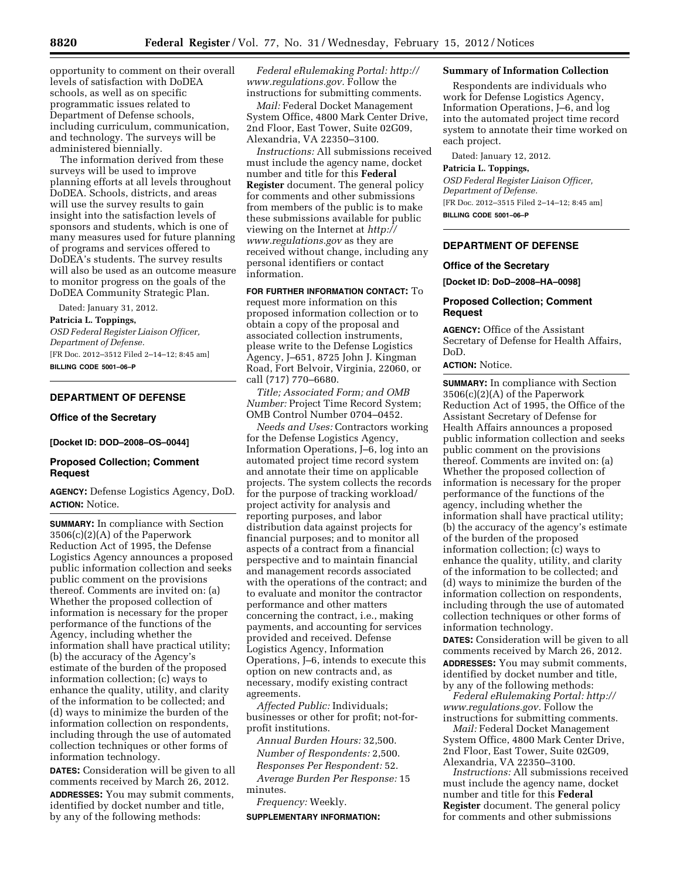opportunity to comment on their overall levels of satisfaction with DoDEA schools, as well as on specific programmatic issues related to Department of Defense schools, including curriculum, communication, and technology. The surveys will be administered biennially.

The information derived from these surveys will be used to improve planning efforts at all levels throughout DoDEA. Schools, districts, and areas will use the survey results to gain insight into the satisfaction levels of sponsors and students, which is one of many measures used for future planning of programs and services offered to DoDEA's students. The survey results will also be used as an outcome measure to monitor progress on the goals of the DoDEA Community Strategic Plan.

Dated: January 31, 2012.

**Patricia L. Toppings,**

*OSD Federal Register Liaison Officer, Department of Defense.*

[FR Doc. 2012–3512 Filed 2–14–12; 8:45 am]

**BILLING CODE 5001–06–P**

## DEPARTMENT OF DEFENSE

### Office of the Secretary

**[Docket ID: DOD–2008–OS–0044]**

### Proposed Collection; Comment Request

**AGENCY:** Defense Logistics Agency, DoD.

**ACTION:** Notice.

**SUMMARY:** In compliance with Section 3506(c)(2)(A) of the Paperwork Reduction Act of 1995, the Defense Logistics Agency announces a proposed public information collection and seeks public comment on the provisions thereof. Comments are invited on: (a) Whether the proposed collection of information is necessary for the proper performance of the functions of the Agency, including whether the information shall have practical utility; (b) the accuracy of the Agency's estimate of the burden of the proposed information collection; (c) ways to enhance the quality, utility, and clarity of the information to be collected; and (d) ways to minimize the burden of the information collection on respondents, including through the use of automated collection techniques or other forms of information technology.

**DATES:** Consideration will be given to all comments received by March 26, 2012.

**ADDRESSES:** You may submit comments, identified by docket number and title, by any of the following methods:

*Federal eRulemaking Portal: http://www.regulations.gov.* Follow the instructions for submitting comments.

*Mail:* Federal Docket Management System Office, 4800 Mark Center Drive, 2nd Floor, East Tower, Suite 02G09, Alexandria, VA 22350–3100.

*Instructions:* All submissions received must include the agency name, docket number and title for this **Federal Register** document. The general policy for comments and other submissions from members of the public is to make these submissions available for public viewing on the Internet at *http://www.regulations.gov* as they are received without change, including any personal identifiers or contact information.

**FOR FURTHER INFORMATION CONTACT:** To request more information on this proposed information collection or to obtain a copy of the proposal and associated collection instruments, please write to the Defense Logistics Agency, J–651, 8725 John J. Kingman Road, Fort Belvoir, Virginia, 22060, or call (717) 770–6680.

*Title; Associated Form; and OMB Number:* Project Time Record System; OMB Control Number 0704–0452.

*Needs and Uses:* Contractors working for the Defense Logistics Agency, Information Operations, J–6, log into an automated project time record system and annotate their time on applicable projects. The system collects the records for the purpose of tracking workload/project activity for analysis and reporting purposes, and labor distribution data against projects for financial purposes; and to monitor all aspects of a contract from a financial perspective and to maintain financial and management records associated with the operations of the contract; and to evaluate and monitor the contractor performance and other matters concerning the contract, i.e., making payments, and accounting for services provided and received. Defense Logistics Agency, Information Operations, J–6, intends to execute this option on new contracts and, as necessary, modify existing contract agreements.

*Affected Public:* Individuals; businesses or other for profit; not-for-profit institutions.

*Annual Burden Hours:* 32,500.

*Number of Respondents:* 2,500.

*Responses Per Respondent:* 52.

*Average Burden Per Response:* 15 minutes.

*Frequency:* Weekly.

**SUPPLEMENTARY INFORMATION:**

**Summary of Information Collection**

Respondents are individuals who work for Defense Logistics Agency, Information Operations, J–6, and log into the automated project time record system to annotate their time worked on each project.

Dated: January 12, 2012.

**Patricia L. Toppings,**

*OSD Federal Register Liaison Officer, Department of Defense.*

[FR Doc. 2012–3515 Filed 2–14–12; 8:45 am]

**BILLING CODE 5001–06–P**

## DEPARTMENT OF DEFENSE

### Office of the Secretary

**[Docket ID: DoD–2008–HA–0098]**

### Proposed Collection; Comment Request

**AGENCY:** Office of the Assistant Secretary of Defense for Health Affairs, DoD.

**ACTION:** Notice.

**SUMMARY:** In compliance with Section 3506(c)(2)(A) of the Paperwork Reduction Act of 1995, the Office of the Assistant Secretary of Defense for Health Affairs announces a proposed public information collection and seeks public comment on the provisions thereof. Comments are invited on: (a) Whether the proposed collection of information is necessary for the proper performance of the functions of the agency, including whether the information shall have practical utility; (b) the accuracy of the agency's estimate of the burden of the proposed information collection; (c) ways to enhance the quality, utility, and clarity of the information to be collected; and (d) ways to minimize the burden of the information collection on respondents, including through the use of automated collection techniques or other forms of information technology.

**DATES:** Consideration will be given to all comments received by March 26, 2012.

**ADDRESSES:** You may submit comments, identified by docket number and title, by any of the following methods:

*Federal eRulemaking Portal: http://www.regulations.gov.* Follow the instructions for submitting comments.

*Mail:* Federal Docket Management System Office, 4800 Mark Center Drive, 2nd Floor, East Tower, Suite 02G09, Alexandria, VA 22350–3100.

*Instructions:* All submissions received must include the agency name, docket number and title for this **Federal Register** document. The general policy for comments and other submissions